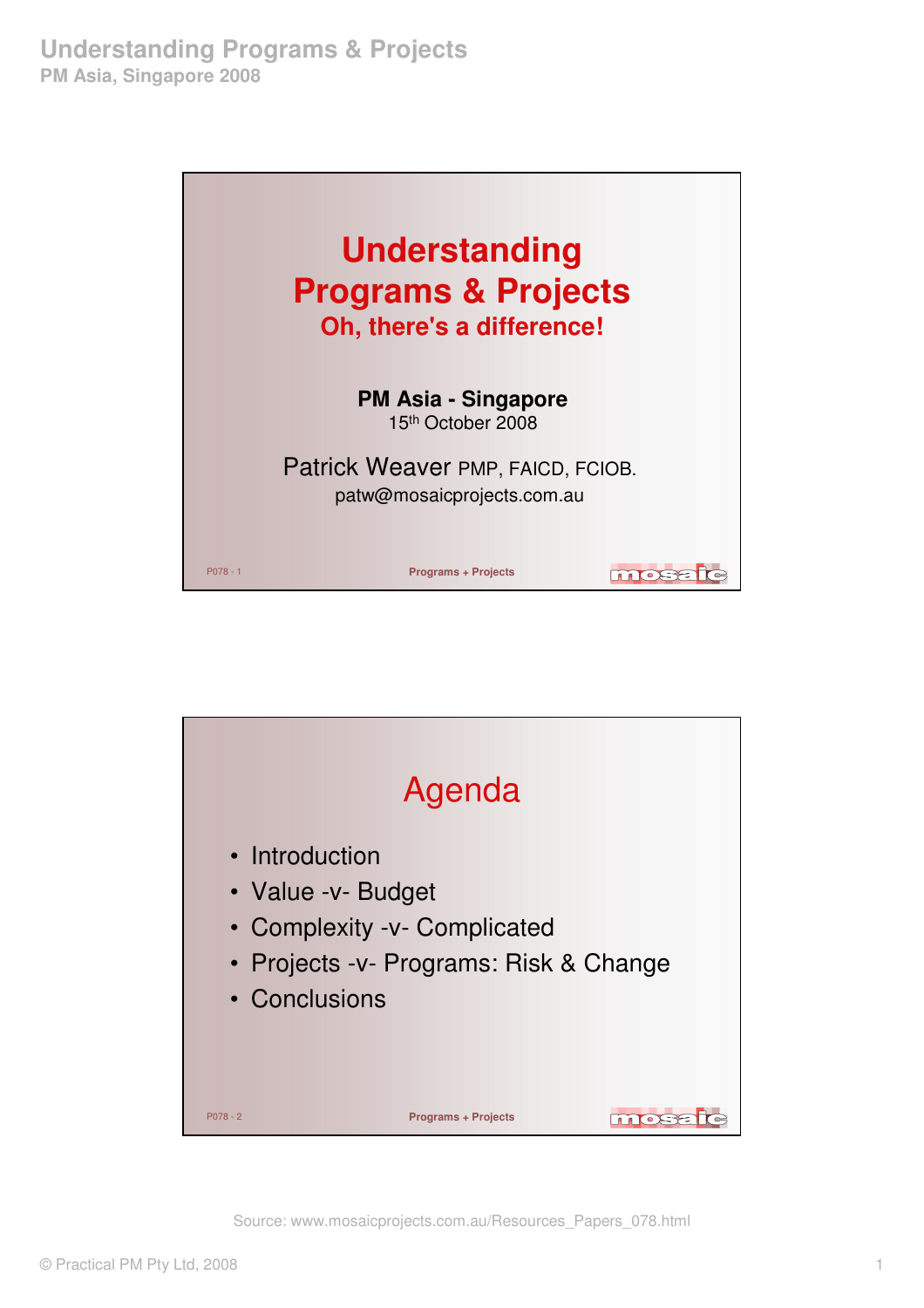# Understanding Programs & Projects

## Oh, there's a difference!

**PM Asia - Singapore**
15th October 2008

Patrick Weaver PMP, FAICD, FCIOB.
patw@mosaicprojects.com.au

## Agenda

- Introduction
- Value -v- Budget
- Complexity -v- Complicated
- Projects -v- Programs: Risk & Change
- Conclusions

Source: www.mosaicprojects.com.au/Resources_Papers_078.html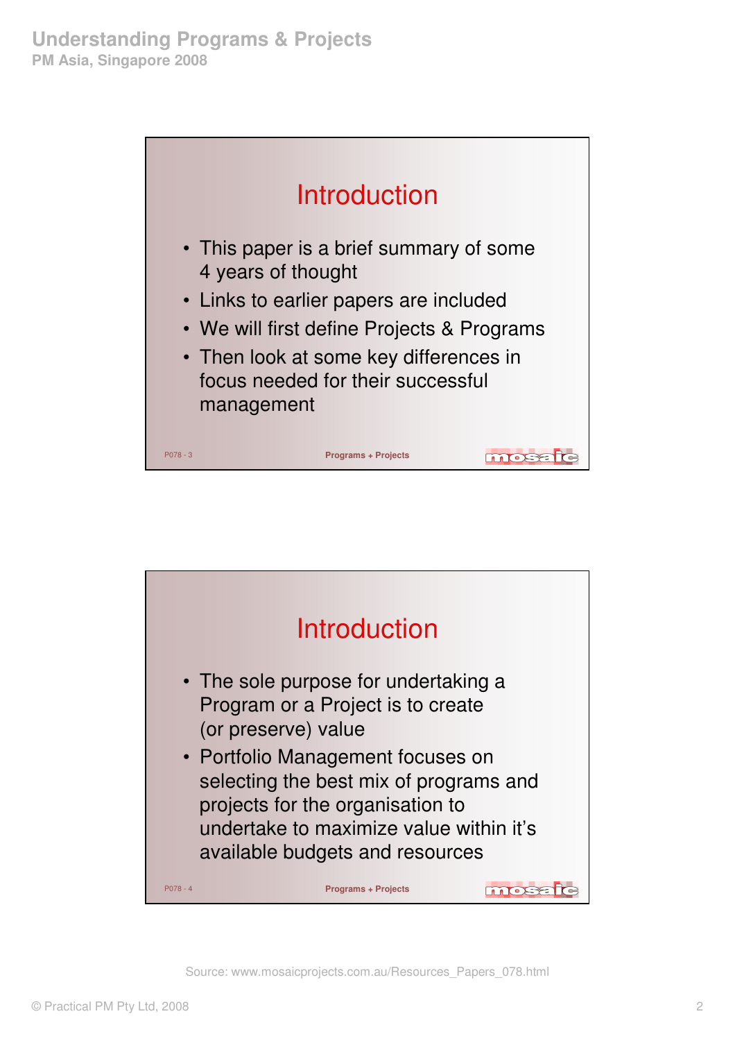## Introduction

- This paper is a brief summary of some 4 years of thought
- Links to earlier papers are included
- We will first define Projects & Programs
- Then look at some key differences in focus needed for their successful management

P078 - 3 Programs + Projects

## Introduction

- The sole purpose for undertaking a Program or a Project is to create (or preserve) value
- Portfolio Management focuses on selecting the best mix of programs and projects for the organisation to undertake to maximize value within it's available budgets and resources

P078 - 4 Programs + Projects

Source: www.mosaicprojects.com.au/Resources_Papers_078.html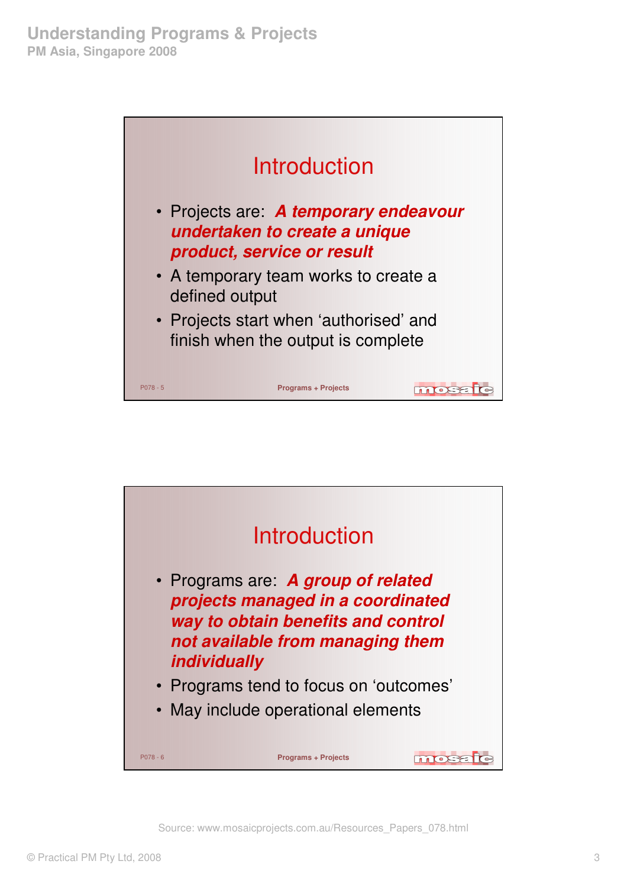## Introduction

- Projects are: ***A temporary endeavour undertaken to create a unique product, service or result***
- A temporary team works to create a defined output
- Projects start when 'authorised' and finish when the output is complete

P078 - 5 Programs + Projects

## Introduction

- Programs are: ***A group of related projects managed in a coordinated way to obtain benefits and control not available from managing them individually***
- Programs tend to focus on 'outcomes'
- May include operational elements

P078 - 6 Programs + Projects

Source: www.mosaicprojects.com.au/Resources_Papers_078.html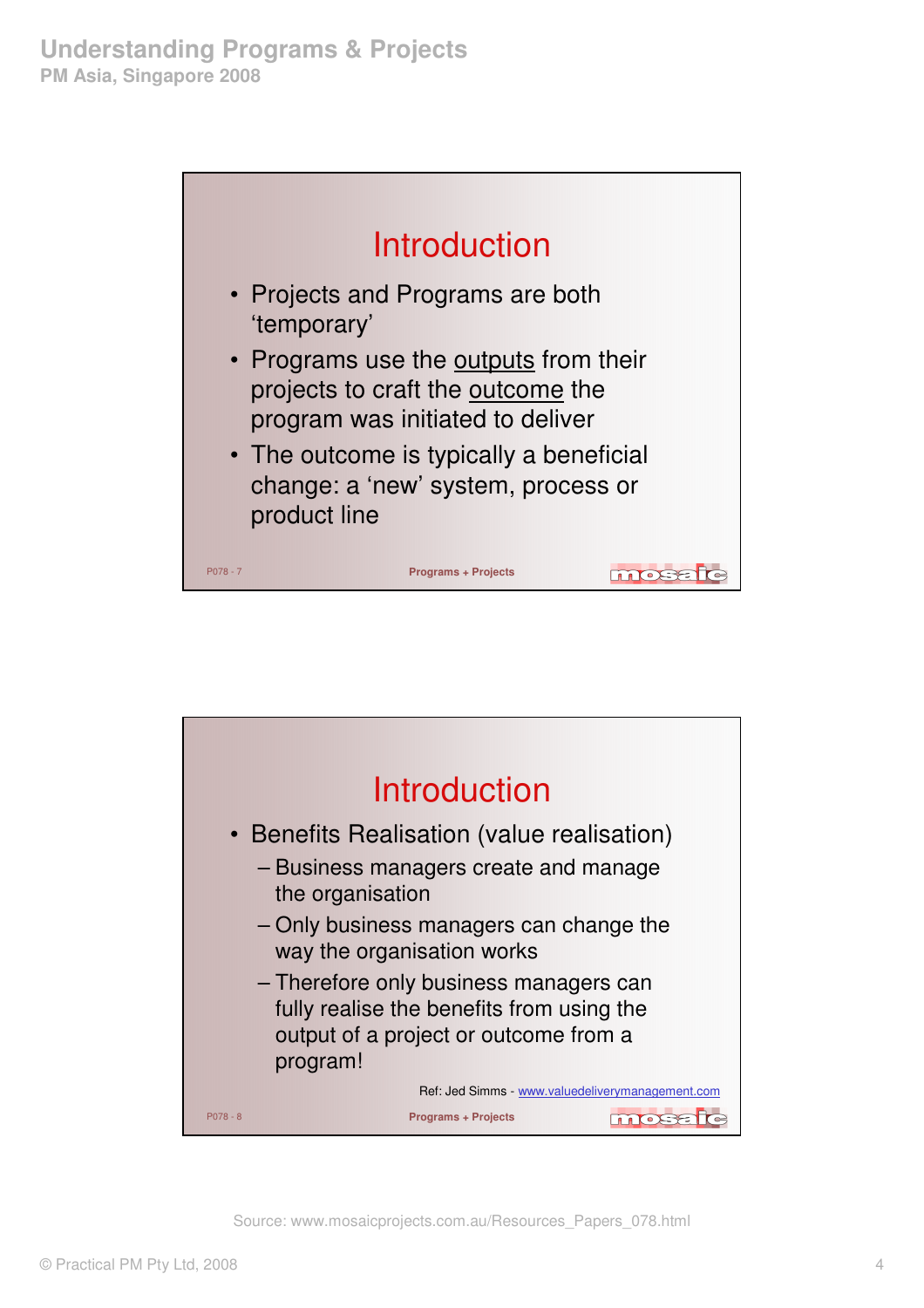## Introduction

- Projects and Programs are both 'temporary'
- Programs use the outputs from their projects to craft the outcome the program was initiated to deliver
- The outcome is typically a beneficial change: a 'new' system, process or product line

P078 - 7 Programs + Projects

## Introduction

- Benefits Realisation (value realisation)
  - Business managers create and manage the organisation
  - Only business managers can change the way the organisation works
  - Therefore only business managers can fully realise the benefits from using the output of a project or outcome from a program!

Ref: Jed Simms - www.valuedeliverymanagement.com

P078 - 8 Programs + Projects

Source: www.mosaicprojects.com.au/Resources_Papers_078.html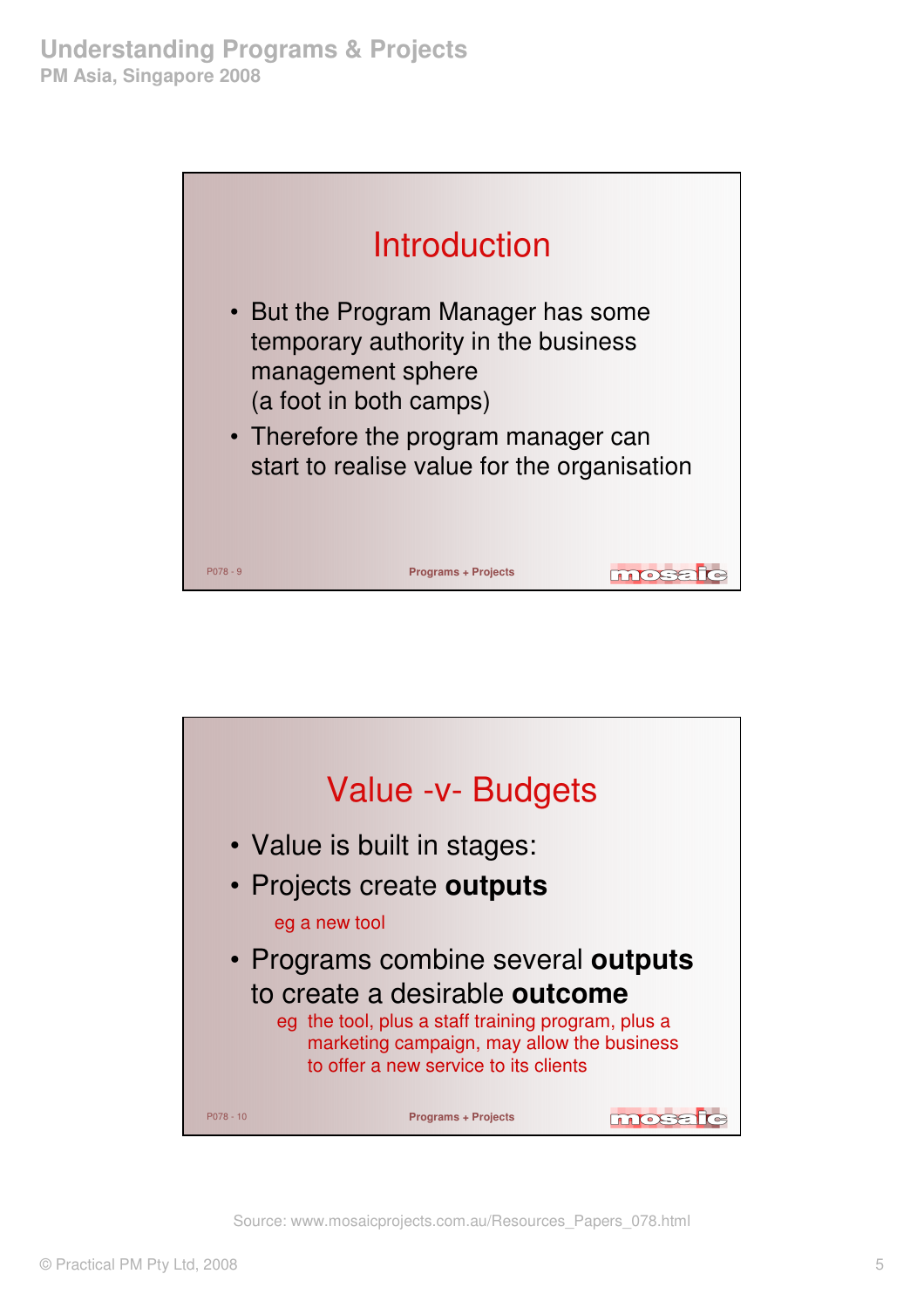## Introduction

- But the Program Manager has some temporary authority in the business management sphere (a foot in both camps)
- Therefore the program manager can start to realise value for the organisation

P078 - 9 Programs + Projects

## Value -v- Budgets

- Value is built in stages:
- Projects create **outputs**

  eg a new tool

- Programs combine several **outputs** to create a desirable **outcome**

  eg the tool, plus a staff training program, plus a marketing campaign, may allow the business to offer a new service to its clients

P078 - 10 Programs + Projects

Source: www.mosaicprojects.com.au/Resources_Papers_078.html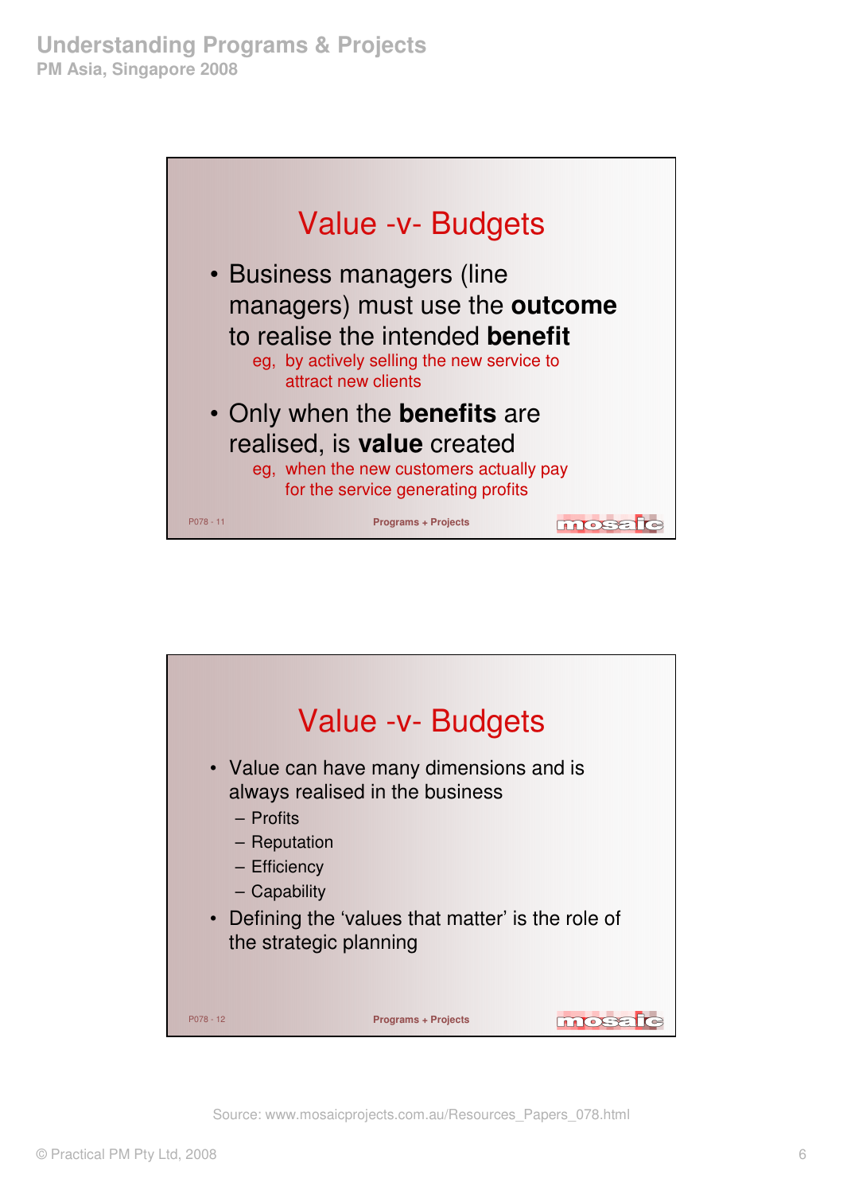## Value -v- Budgets

- Business managers (line managers) must use the **outcome** to realise the intended **benefit**
  - eg, by actively selling the new service to attract new clients
- Only when the **benefits** are realised, is **value** created
  - eg, when the new customers actually pay for the service generating profits

P078 - 11 Programs + Projects

## Value -v- Budgets

- Value can have many dimensions and is always realised in the business
  - Profits
  - Reputation
  - Efficiency
  - Capability
- Defining the 'values that matter' is the role of the strategic planning

P078 - 12 Programs + Projects

Source: www.mosaicprojects.com.au/Resources_Papers_078.html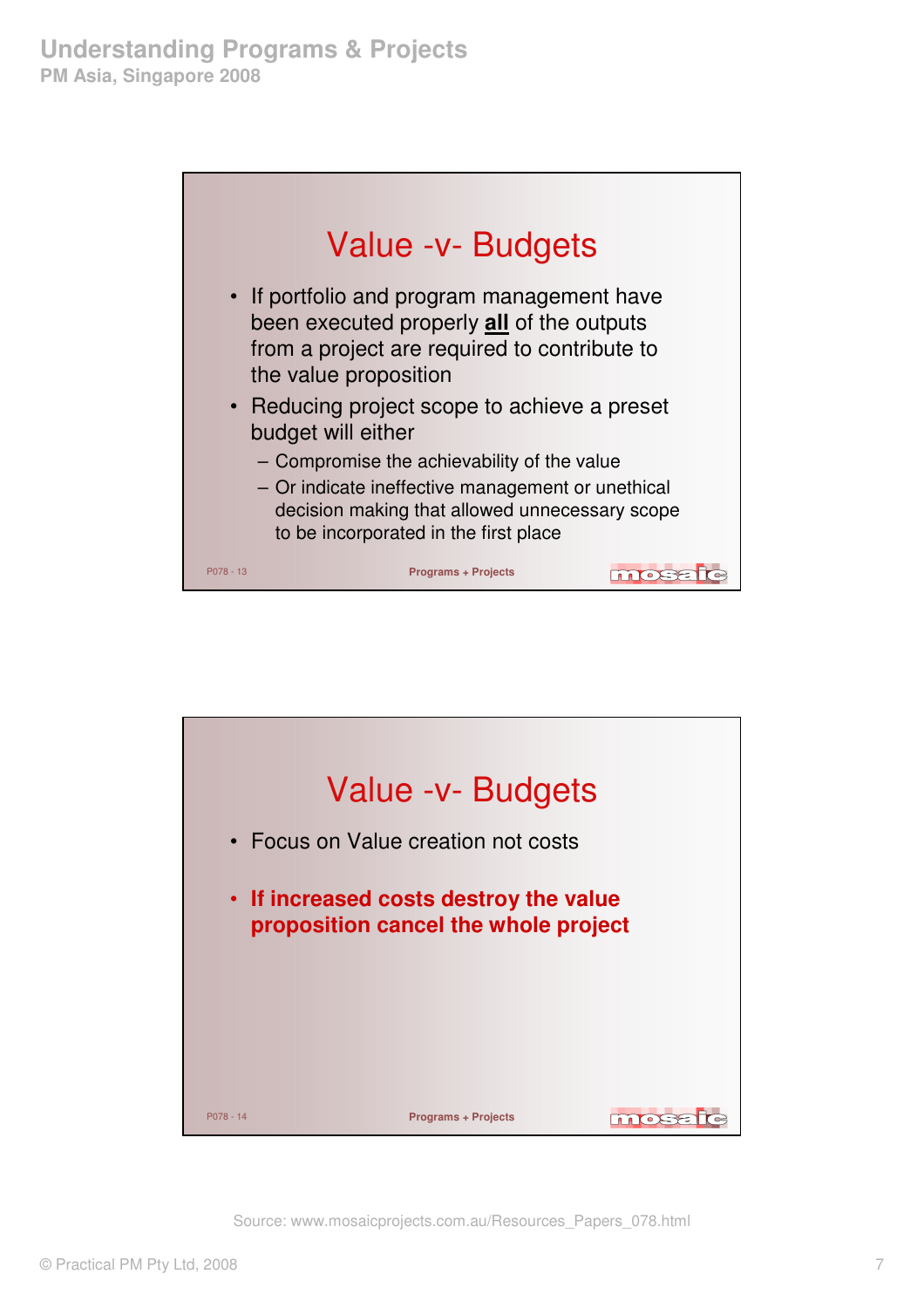## Value -v- Budgets

- If portfolio and program management have been executed properly **all** of the outputs from a project are required to contribute to the value proposition
- Reducing project scope to achieve a preset budget will either
  - Compromise the achievability of the value
  - Or indicate ineffective management or unethical decision making that allowed unnecessary scope to be incorporated in the first place

P078 - 13 Programs + Projects

## Value -v- Budgets

- Focus on Value creation not costs
- **If increased costs destroy the value proposition cancel the whole project**

P078 - 14 Programs + Projects

Source: www.mosaicprojects.com.au/Resources_Papers_078.html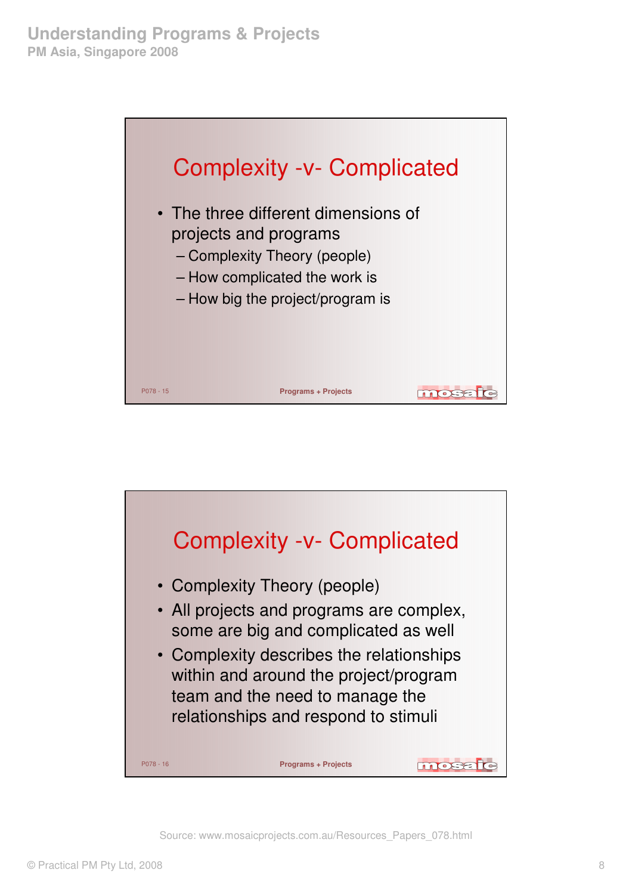## Complexity -v- Complicated

- The three different dimensions of projects and programs
  - Complexity Theory (people)
  - How complicated the work is
  - How big the project/program is

P078 - 15

## Complexity -v- Complicated

- Complexity Theory (people)
- All projects and programs are complex, some are big and complicated as well
- Complexity describes the relationships within and around the project/program team and the need to manage the relationships and respond to stimuli

P078 - 16

Source: www.mosaicprojects.com.au/Resources_Papers_078.html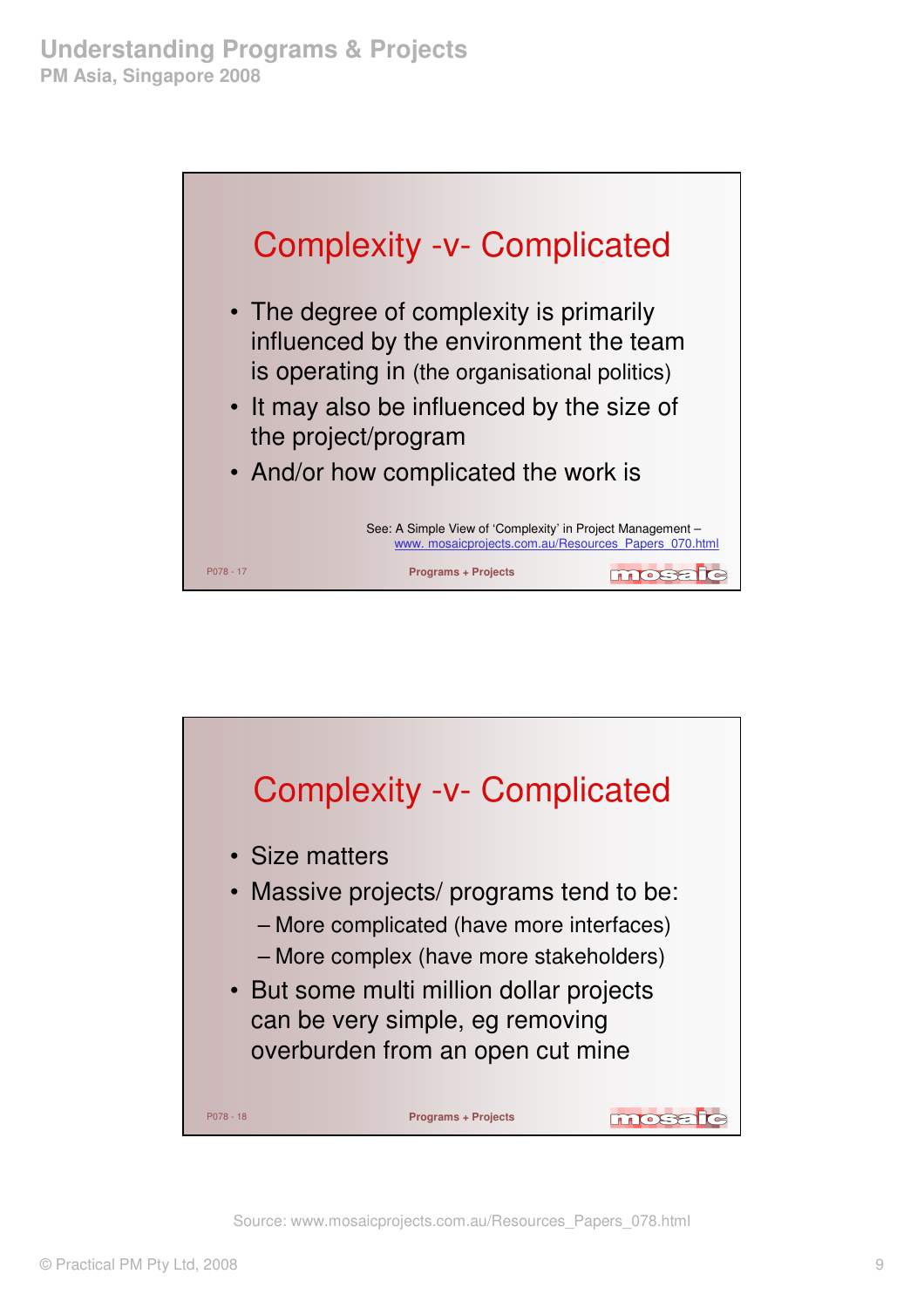## Complexity -v- Complicated

- The degree of complexity is primarily influenced by the environment the team is operating in (the organisational politics)
- It may also be influenced by the size of the project/program
- And/or how complicated the work is

See: A Simple View of 'Complexity' in Project Management – www. mosaicprojects.com.au/Resources_Papers_070.html

P078 - 17 Programs + Projects

## Complexity -v- Complicated

- Size matters
- Massive projects/ programs tend to be:
  - More complicated (have more interfaces)
  - More complex (have more stakeholders)
- But some multi million dollar projects can be very simple, eg removing overburden from an open cut mine

P078 - 18 Programs + Projects

Source: www.mosaicprojects.com.au/Resources_Papers_078.html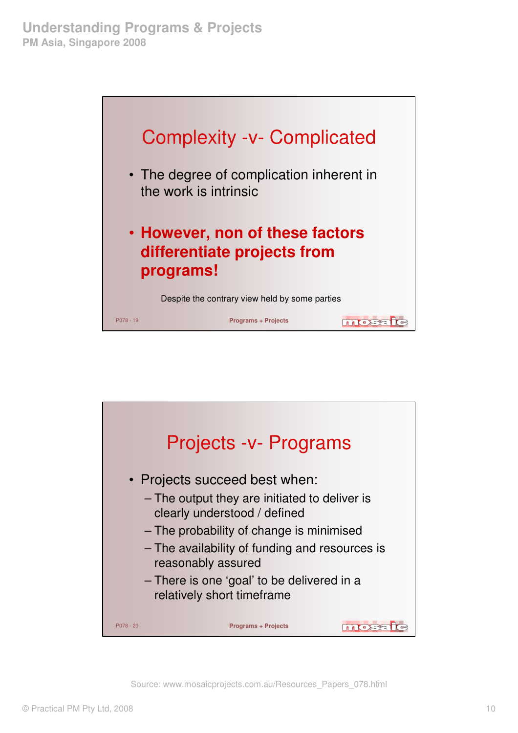## Complexity -v- Complicated

- The degree of complication inherent in the work is intrinsic
- **However, non of these factors differentiate projects from programs!**

Despite the contrary view held by some parties

P078 - 19 Programs + Projects

## Projects -v- Programs

- Projects succeed best when:
  - The output they are initiated to deliver is clearly understood / defined
  - The probability of change is minimised
  - The availability of funding and resources is reasonably assured
  - There is one 'goal' to be delivered in a relatively short timeframe

P078 - 20 Programs + Projects

Source: www.mosaicprojects.com.au/Resources_Papers_078.html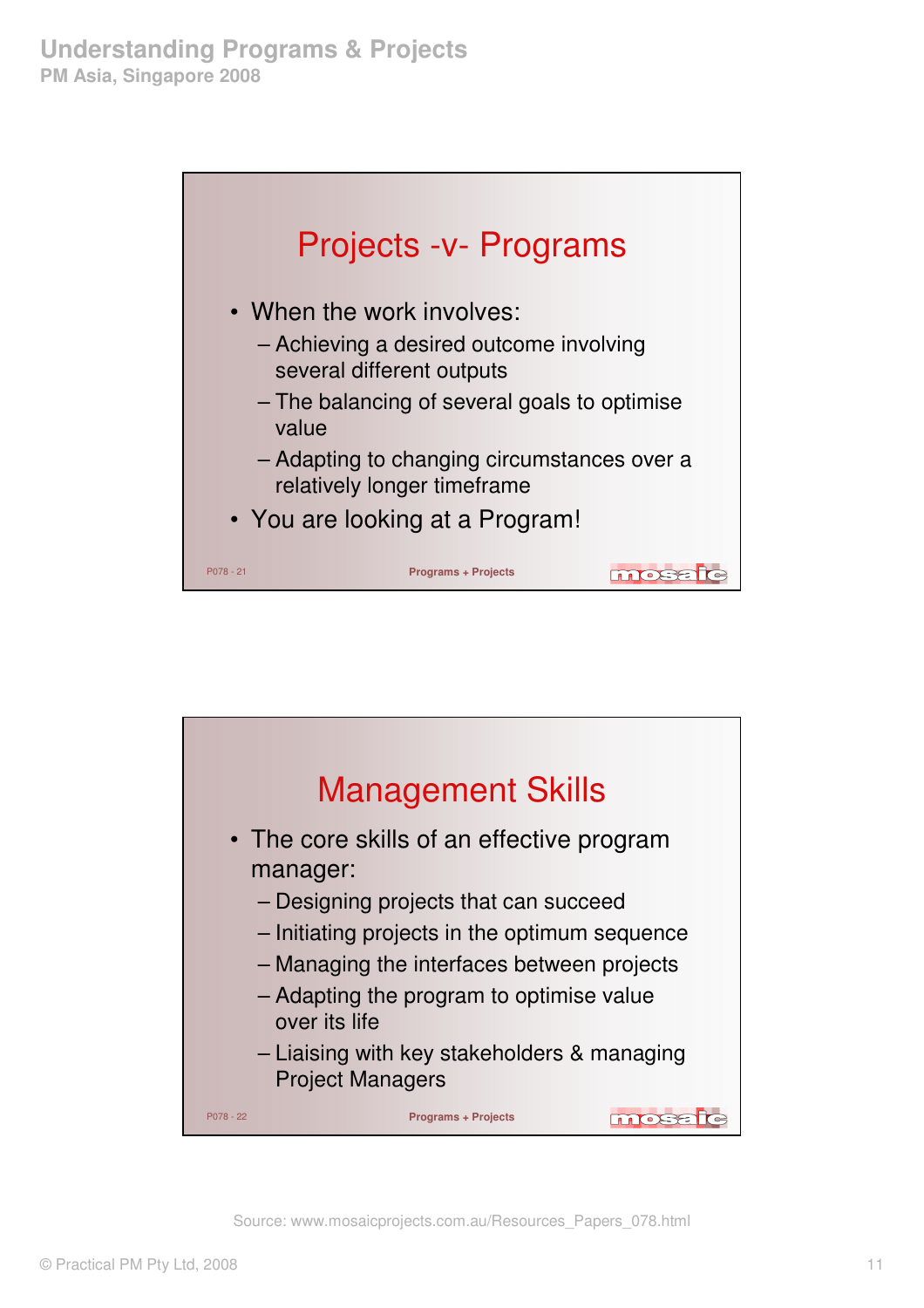## Projects -v- Programs

- When the work involves:
  - Achieving a desired outcome involving several different outputs
  - The balancing of several goals to optimise value
  - Adapting to changing circumstances over a relatively longer timeframe
- You are looking at a Program!

P078 - 21 Programs + Projects

## Management Skills

- The core skills of an effective program manager:
  - Designing projects that can succeed
  - Initiating projects in the optimum sequence
  - Managing the interfaces between projects
  - Adapting the program to optimise value over its life
  - Liaising with key stakeholders & managing Project Managers

P078 - 22 Programs + Projects

Source: www.mosaicprojects.com.au/Resources_Papers_078.html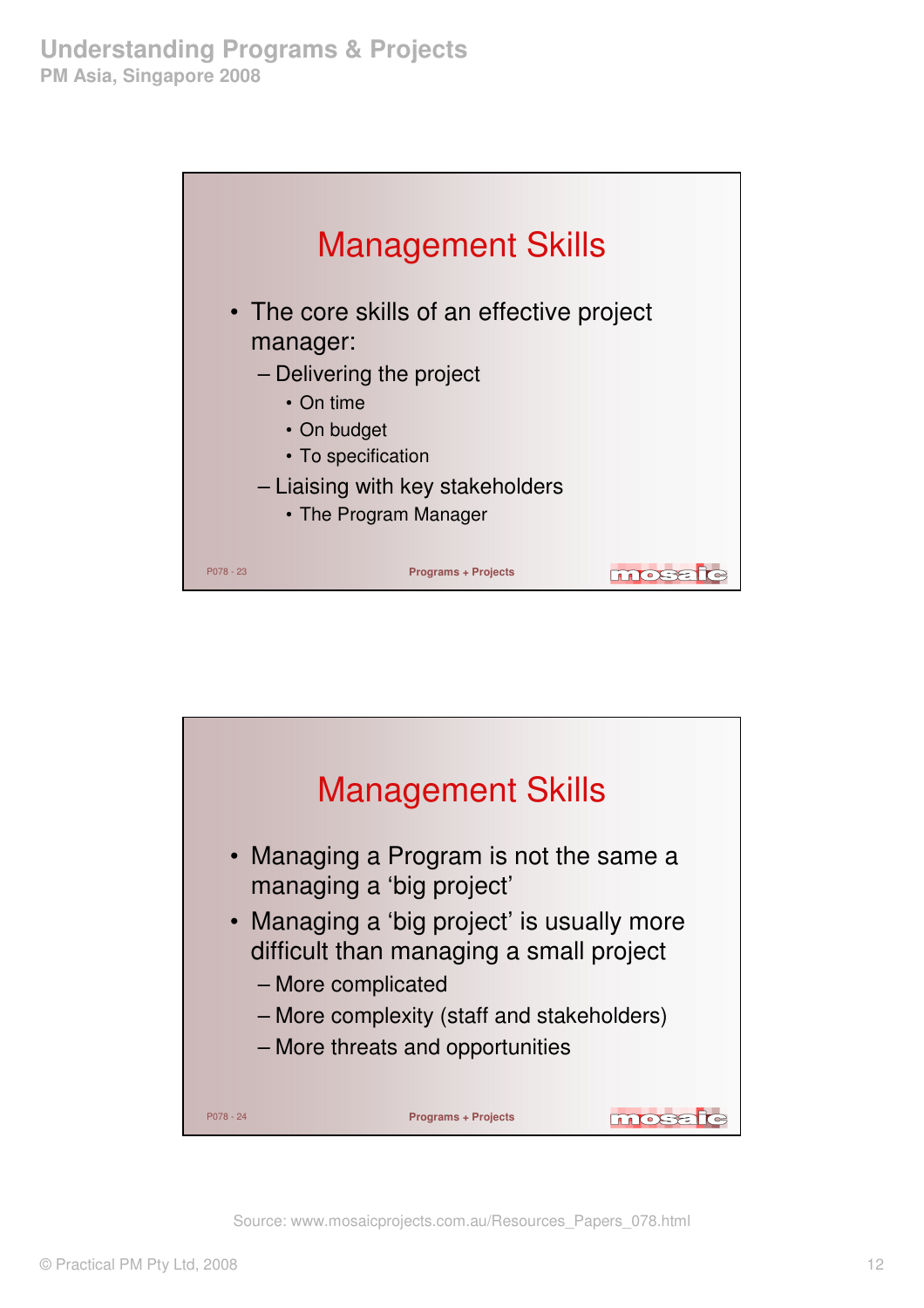## Management Skills

- The core skills of an effective project manager:
  - Delivering the project
    - On time
    - On budget
    - To specification
  - Liaising with key stakeholders
    - The Program Manager

P078 - 23 Programs + Projects

## Management Skills

- Managing a Program is not the same a managing a 'big project'
- Managing a 'big project' is usually more difficult than managing a small project
  - More complicated
  - More complexity (staff and stakeholders)
  - More threats and opportunities

P078 - 24 Programs + Projects

Source: www.mosaicprojects.com.au/Resources_Papers_078.html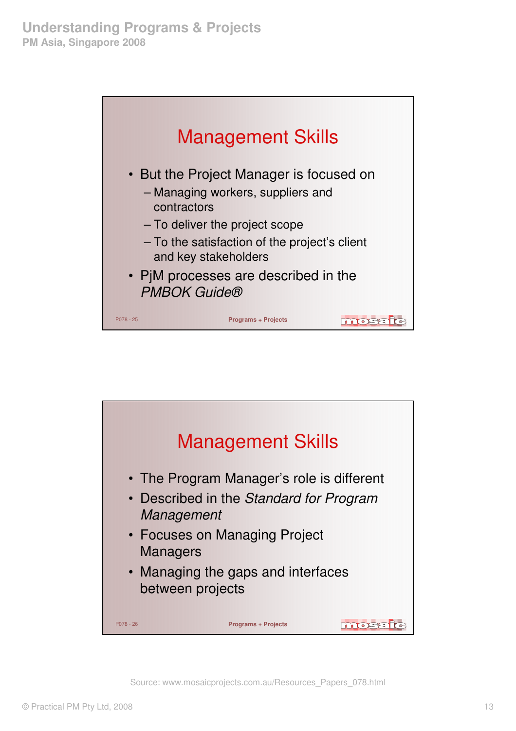## Management Skills

- But the Project Manager is focused on
  - Managing workers, suppliers and contractors
  - To deliver the project scope
  - To the satisfaction of the project's client and key stakeholders
- PjM processes are described in the *PMBOK Guide®*

P078 - 25 Programs + Projects

## Management Skills

- The Program Manager's role is different
- Described in the *Standard for Program Management*
- Focuses on Managing Project Managers
- Managing the gaps and interfaces between projects

P078 - 26 Programs + Projects

Source: www.mosaicprojects.com.au/Resources_Papers_078.html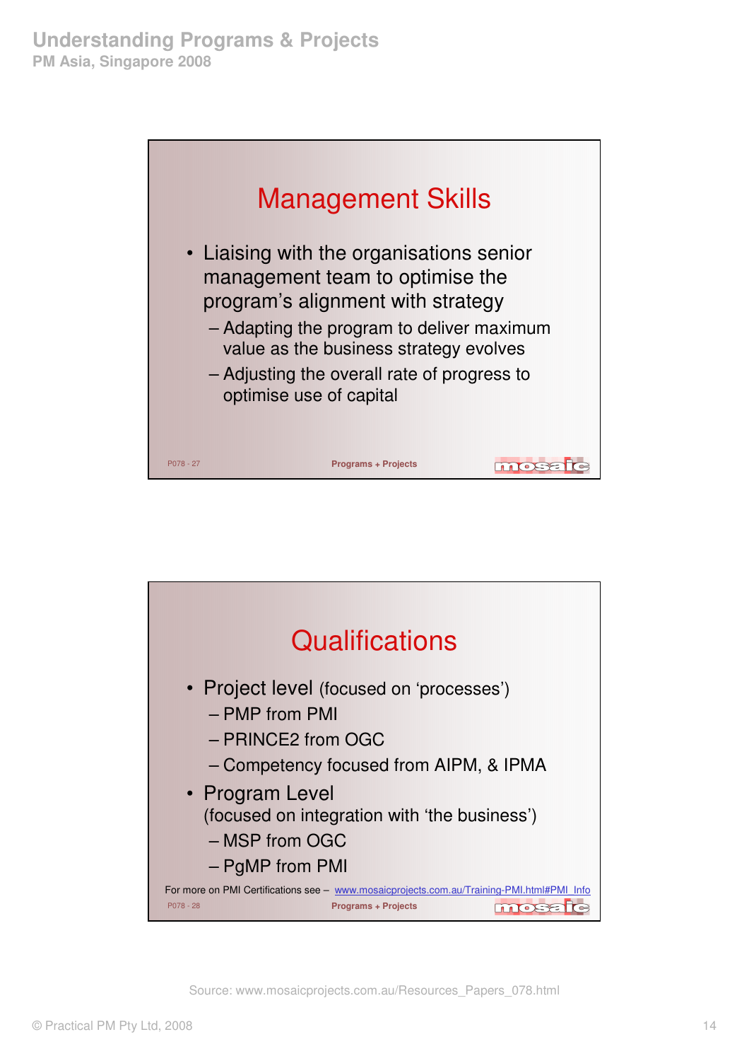## Management Skills

- Liaising with the organisations senior management team to optimise the program's alignment with strategy
  - Adapting the program to deliver maximum value as the business strategy evolves
  - Adjusting the overall rate of progress to optimise use of capital

P078 - 27 Programs + Projects

## Qualifications

- Project level (focused on 'processes')
  - PMP from PMI
  - PRINCE2 from OGC
  - Competency focused from AIPM, & IPMA
- Program Level (focused on integration with 'the business')
  - MSP from OGC
  - PgMP from PMI

For more on PMI Certifications see – www.mosaicprojects.com.au/Training-PMI.html#PMI_Info

P078 - 28 Programs + Projects

Source: www.mosaicprojects.com.au/Resources_Papers_078.html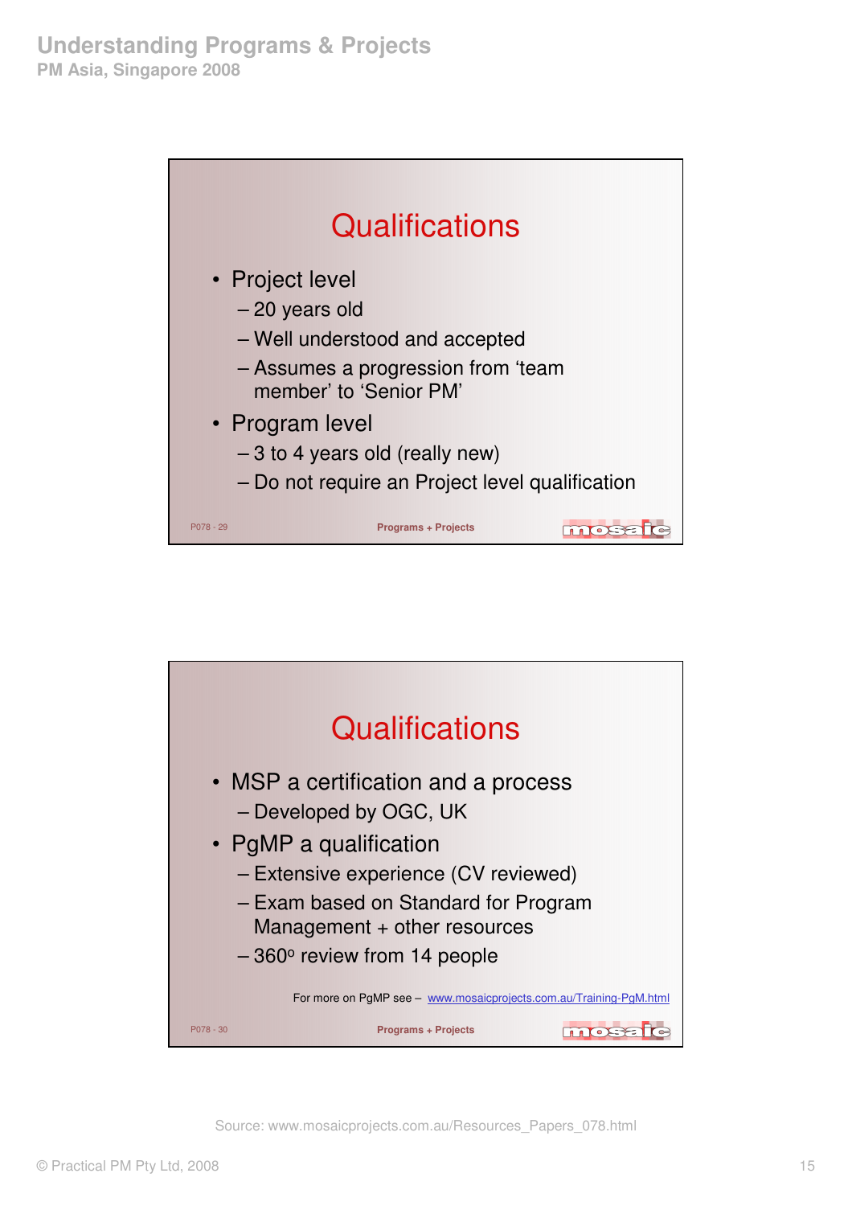## Qualifications

- Project level
  - 20 years old
  - Well understood and accepted
  - Assumes a progression from 'team member' to 'Senior PM'
- Program level
  - 3 to 4 years old (really new)
  - Do not require an Project level qualification

P078 - 29

Programs + Projects

## Qualifications

- MSP a certification and a process
  - Developed by OGC, UK
- PgMP a qualification
  - Extensive experience (CV reviewed)
  - Exam based on Standard for Program Management + other resources
  - 360º review from 14 people

For more on PgMP see – www.mosaicprojects.com.au/Training-PgM.html

P078 - 30

Programs + Projects

Source: www.mosaicprojects.com.au/Resources_Papers_078.html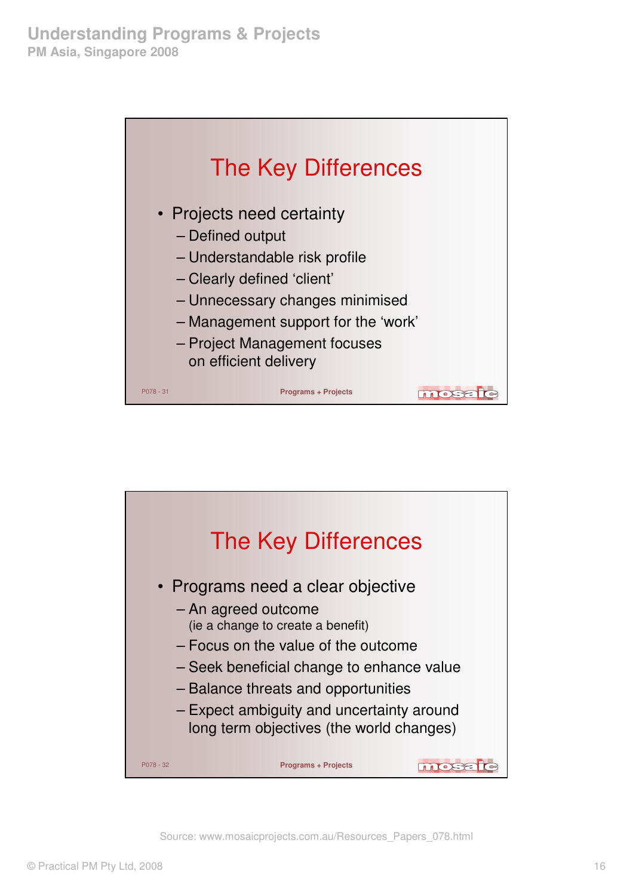## The Key Differences

- Projects need certainty
  - Defined output
  - Understandable risk profile
  - Clearly defined 'client'
  - Unnecessary changes minimised
  - Management support for the 'work'
  - Project Management focuses on efficient delivery

P078 - 31 Programs + Projects

## The Key Differences

- Programs need a clear objective
  - An agreed outcome (ie a change to create a benefit)
  - Focus on the value of the outcome
  - Seek beneficial change to enhance value
  - Balance threats and opportunities
  - Expect ambiguity and uncertainty around long term objectives (the world changes)

P078 - 32 Programs + Projects

Source: www.mosaicprojects.com.au/Resources_Papers_078.html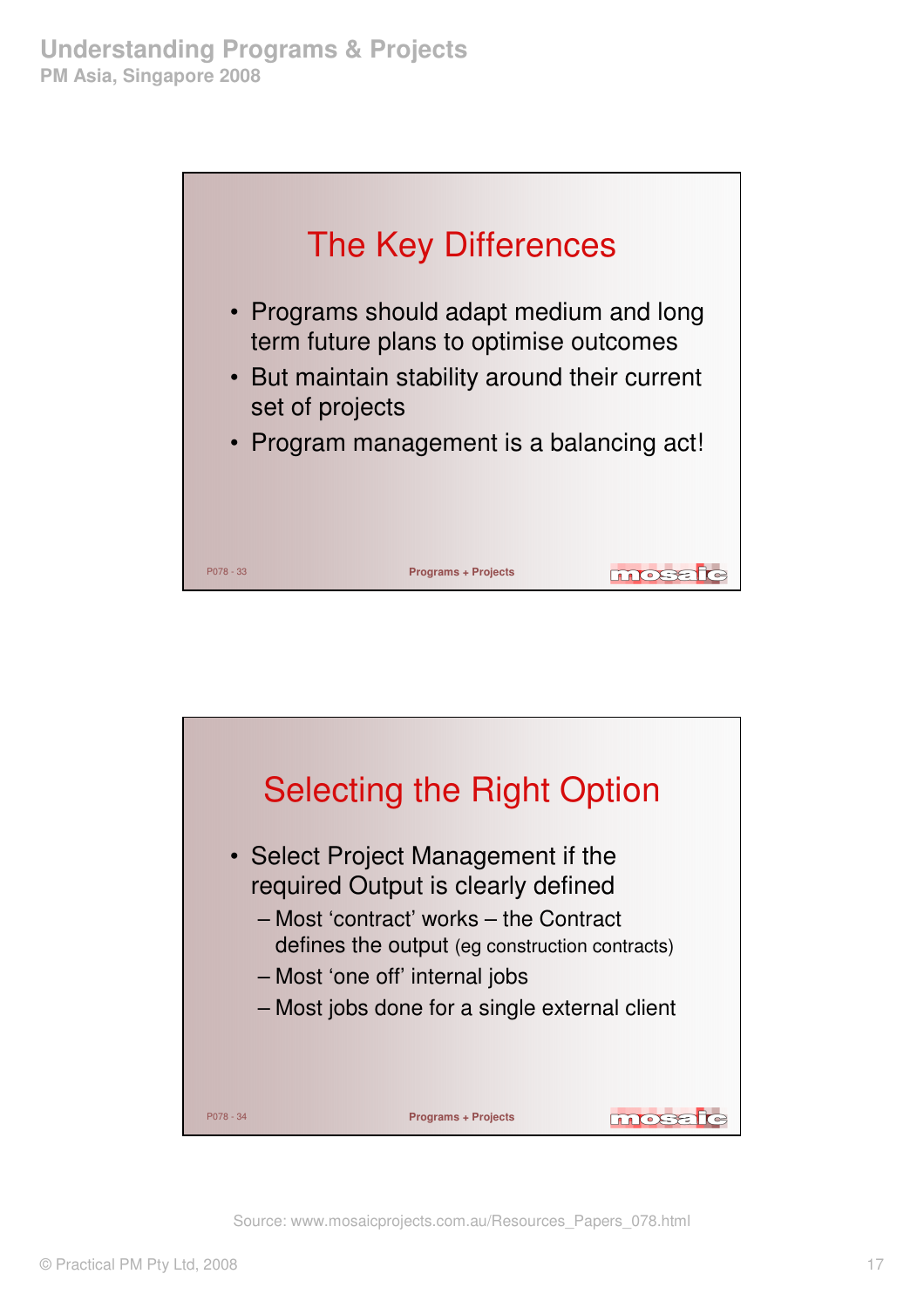## The Key Differences

- Programs should adapt medium and long term future plans to optimise outcomes
- But maintain stability around their current set of projects
- Program management is a balancing act!

P078 - 33 Programs + Projects

## Selecting the Right Option

- Select Project Management if the required Output is clearly defined
  - Most 'contract' works – the Contract defines the output (eg construction contracts)
  - Most 'one off' internal jobs
  - Most jobs done for a single external client

P078 - 34 Programs + Projects

Source: www.mosaicprojects.com.au/Resources_Papers_078.html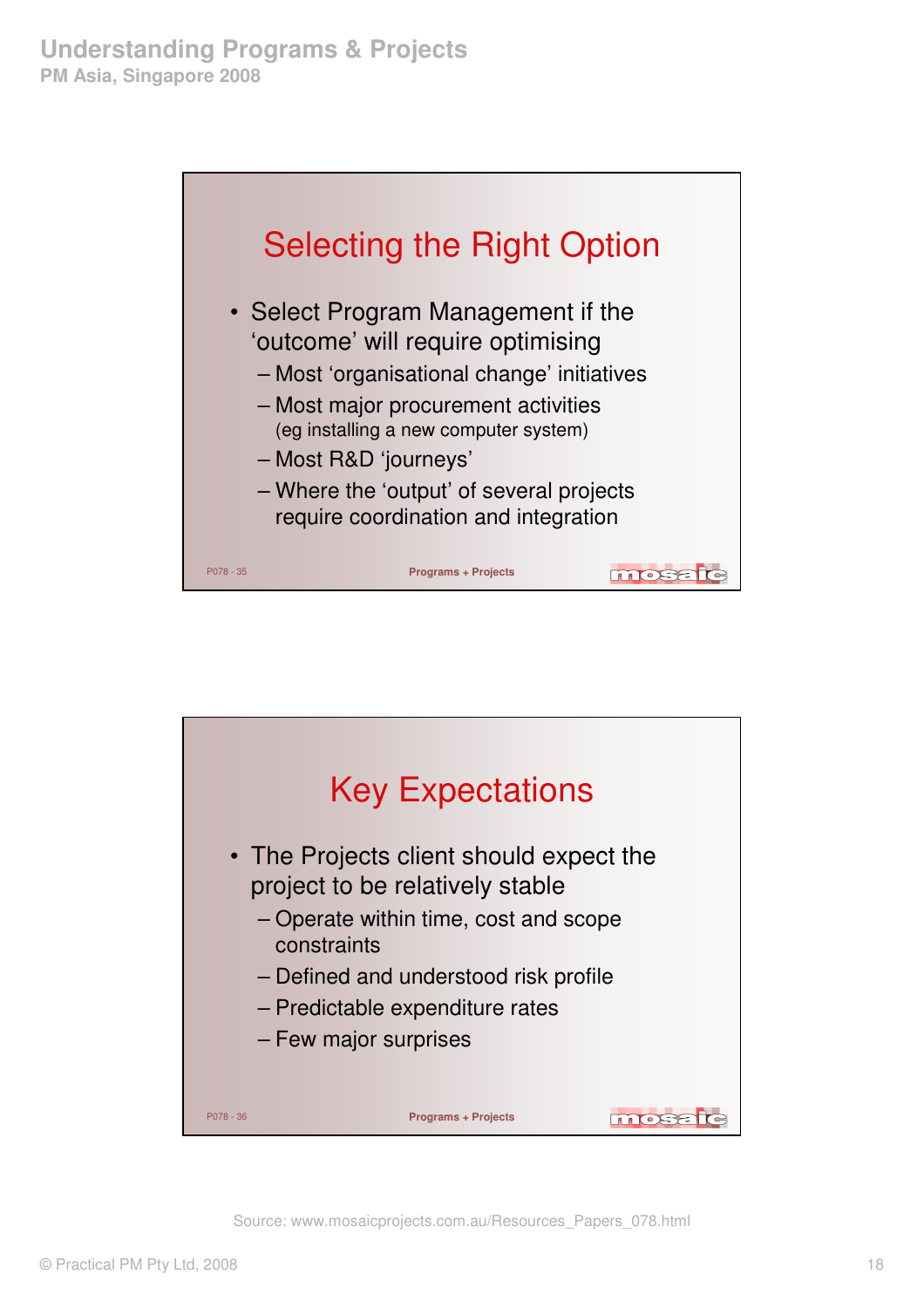## Selecting the Right Option

- Select Program Management if the 'outcome' will require optimising
  - Most 'organisational change' initiatives
  - Most major procurement activities (eg installing a new computer system)
  - Most R&D 'journeys'
  - Where the 'output' of several projects require coordination and integration

P078 - 35 Programs + Projects

## Key Expectations

- The Projects client should expect the project to be relatively stable
  - Operate within time, cost and scope constraints
  - Defined and understood risk profile
  - Predictable expenditure rates
  - Few major surprises

P078 - 36 Programs + Projects

Source: www.mosaicprojects.com.au/Resources_Papers_078.html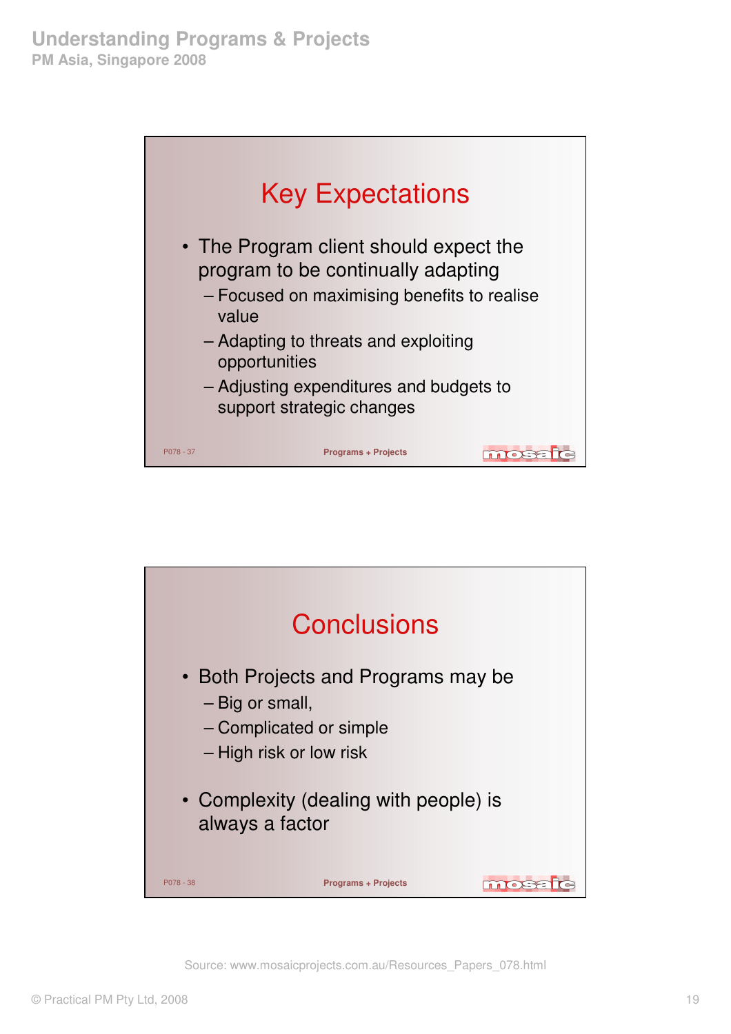## Key Expectations

- The Program client should expect the program to be continually adapting
  - Focused on maximising benefits to realise value
  - Adapting to threats and exploiting opportunities
  - Adjusting expenditures and budgets to support strategic changes

P078 - 37 Programs + Projects

## Conclusions

- Both Projects and Programs may be
  - Big or small,
  - Complicated or simple
  - High risk or low risk
- Complexity (dealing with people) is always a factor

P078 - 38 Programs + Projects

Source: www.mosaicprojects.com.au/Resources_Papers_078.html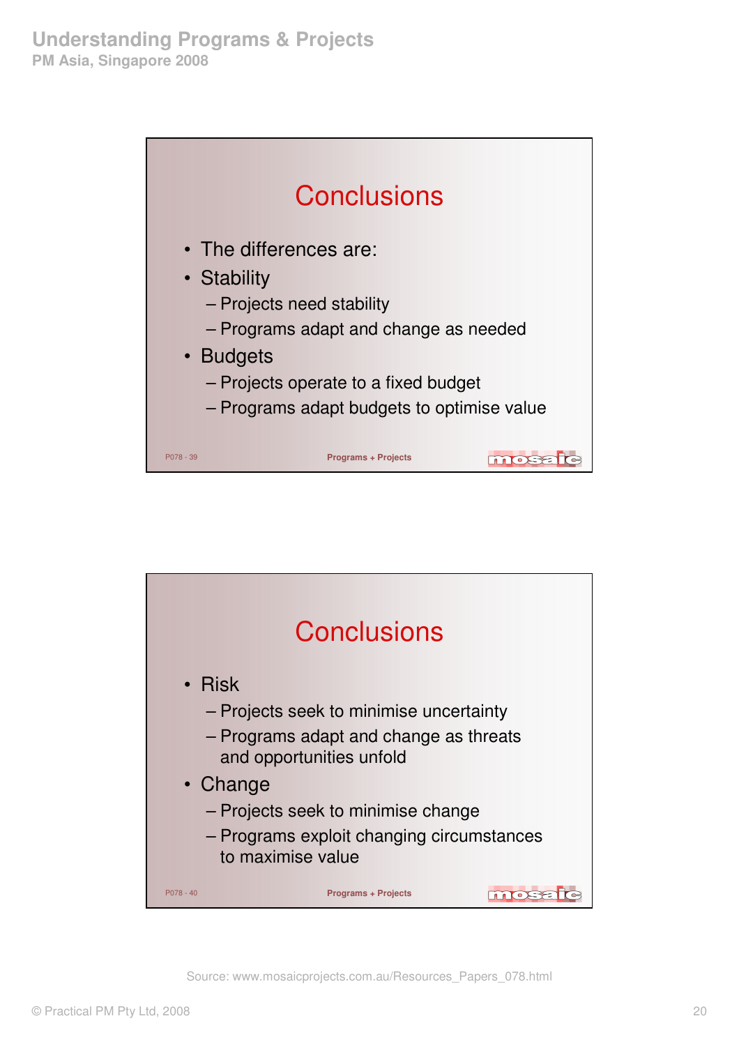## Conclusions

- The differences are:
- Stability
  - Projects need stability
  - Programs adapt and change as needed
- Budgets
  - Projects operate to a fixed budget
  - Programs adapt budgets to optimise value

P078 - 39 Programs + Projects

## Conclusions

- Risk
  - Projects seek to minimise uncertainty
  - Programs adapt and change as threats and opportunities unfold
- Change
  - Projects seek to minimise change
  - Programs exploit changing circumstances to maximise value

P078 - 40 Programs + Projects

Source: www.mosaicprojects.com.au/Resources_Papers_078.html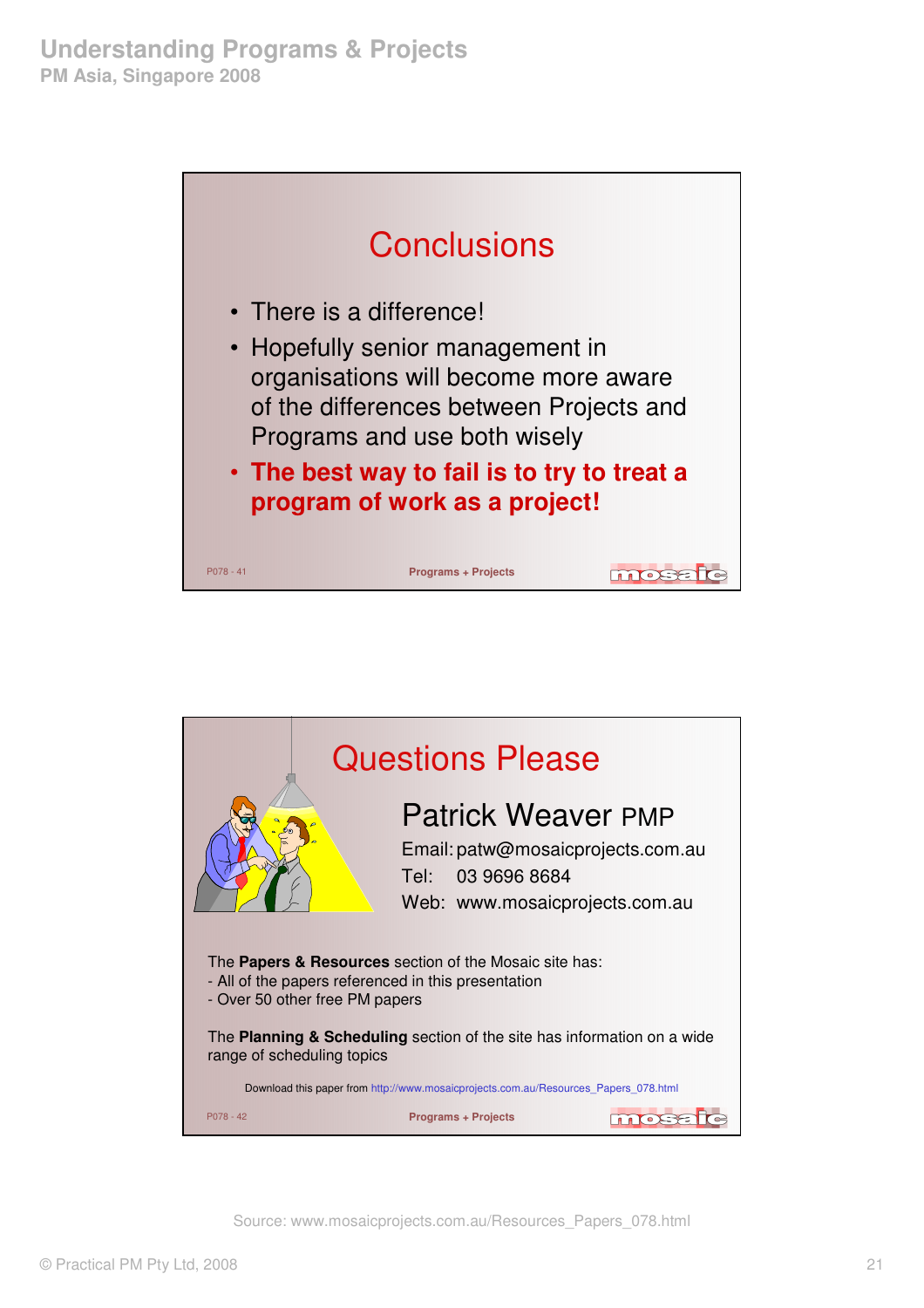## Conclusions

- There is a difference!
- Hopefully senior management in organisations will become more aware of the differences between Projects and Programs and use both wisely
- **The best way to fail is to try to treat a program of work as a project!**

P078 - 41 Programs + Projects

## Questions Please

Patrick Weaver PMP

Email: patw@mosaicprojects.com.au
Tel: 03 9696 8684
Web: www.mosaicprojects.com.au

The **Papers & Resources** section of the Mosaic site has:
- All of the papers referenced in this presentation
- Over 50 other free PM papers

The **Planning & Scheduling** section of the site has information on a wide range of scheduling topics

Download this paper from http://www.mosaicprojects.com.au/Resources_Papers_078.html

P078 - 42 Programs + Projects

Source: www.mosaicprojects.com.au/Resources_Papers_078.html